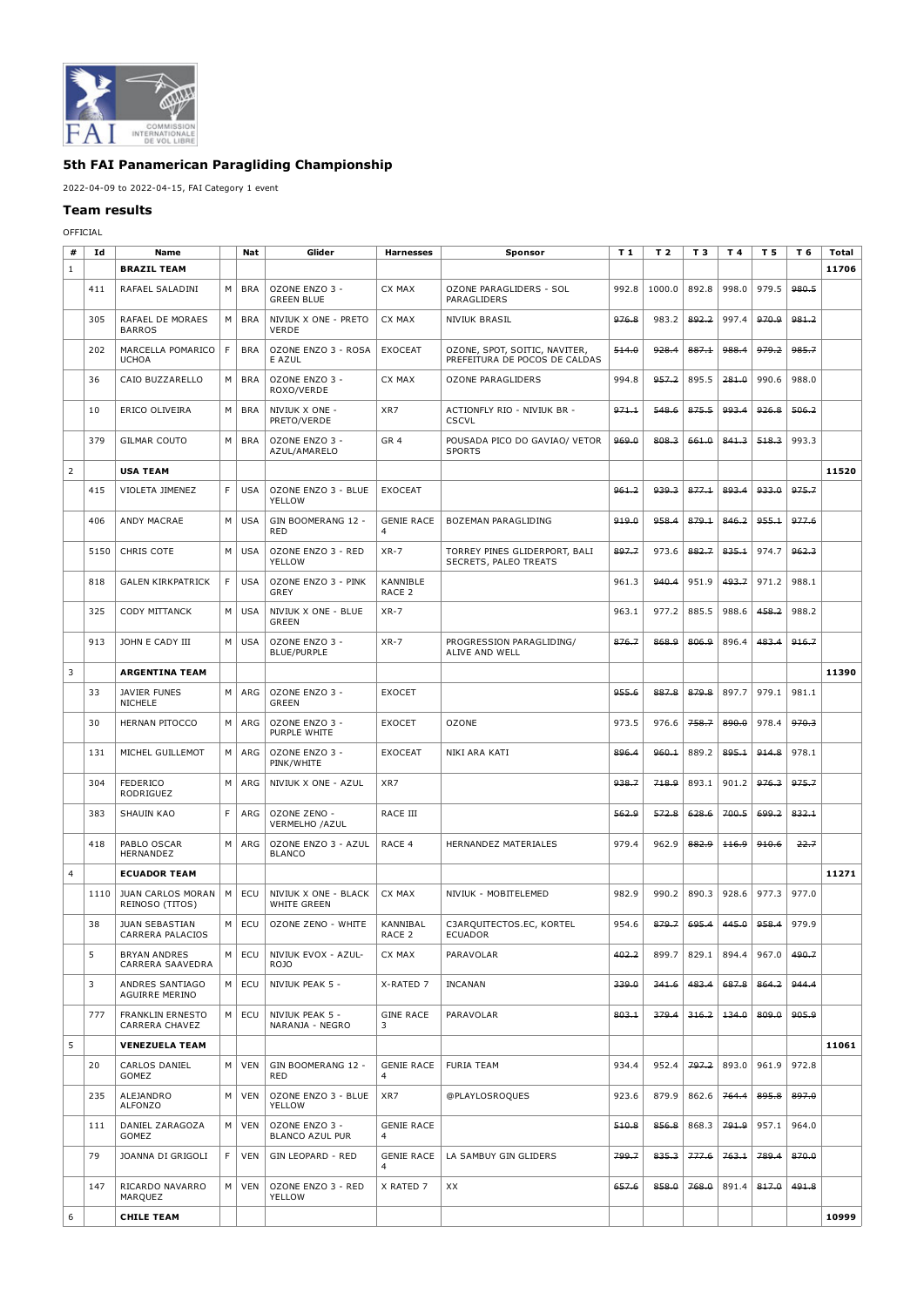# 5th FAI Panamerican Paragliding Championship

2022-04-09 to 2022-04-15, FAI Category 1 event

## Team results

OFFICIAL

| # | Id | Name | | Nat | Glider | Harnesses | Sponsor | T 1 | T 2 | T 3 | T 4 | T 5 | T 6 | Total |
|---|---|---|---|---|---|---|---|---|---|---|---|---|---|---|
| 1 | | **BRAZIL TEAM** | | | | | | | | | | | | **11706** |
| | 411 | RAFAEL SALADINI | M | BRA | OZONE ENZO 3 - GREEN BLUE | CX MAX | OZONE PARAGLIDERS - SOL PARAGLIDERS | 992.8 | 1000.0 | 892.8 | 998.0 | 979.5 | ~~980.5~~ | |
| | 305 | RAFAEL DE MORAES BARROS | M | BRA | NIVIUK X ONE - PRETO VERDE | CX MAX | NIVIUK BRASIL | ~~976.8~~ | 983.2 | ~~892.2~~ | 997.4 | ~~970.9~~ | ~~981.2~~ | |
| | 202 | MARCELLA POMARICO UCHOA | F | BRA | OZONE ENZO 3 - ROSA E AZUL | EXOCEAT | OZONE, SPOT, SOITIC, NAVITER, PREFEITURA DE POCOS DE CALDAS | ~~514.0~~ | ~~928.4~~ | ~~887.1~~ | ~~988.4~~ | ~~979.2~~ | ~~985.7~~ | |
| | 36 | CAIO BUZZARELLO | M | BRA | OZONE ENZO 3 - ROXO/VERDE | CX MAX | OZONE PARAGLIDERS | 994.8 | ~~957.2~~ | 895.5 | ~~281.0~~ | 990.6 | 988.0 | |
| | 10 | ERICO OLIVEIRA | M | BRA | NIVIUK X ONE - PRETO/VERDE | XR7 | ACTIONFLY RIO - NIVIUK BR - CSCVL | ~~971.1~~ | ~~548.6~~ | ~~875.5~~ | ~~993.4~~ | ~~926.8~~ | ~~506.2~~ | |
| | 379 | GILMAR COUTO | M | BRA | OZONE ENZO 3 - AZUL/AMARELO | GR 4 | POUSADA PICO DO GAVIAO/ VETOR SPORTS | ~~969.0~~ | ~~808.3~~ | ~~661.0~~ | ~~841.3~~ | ~~518.3~~ | 993.3 | |
| 2 | | **USA TEAM** | | | | | | | | | | | | **11520** |
| | 415 | VIOLETA JIMENEZ | F | USA | OZONE ENZO 3 - BLUE YELLOW | EXOCEAT | | ~~961.2~~ | ~~939.3~~ | ~~877.1~~ | ~~893.4~~ | ~~933.0~~ | ~~975.7~~ | |
| | 406 | ANDY MACRAE | M | USA | GIN BOOMERANG 12 - RED | GENIE RACE 4 | BOZEMAN PARAGLIDING | ~~919.0~~ | ~~958.4~~ | ~~879.1~~ | ~~846.2~~ | ~~955.1~~ | ~~977.6~~ | |
| | 5150 | CHRIS COTE | M | USA | OZONE ENZO 3 - RED YELLOW | XR-7 | TORREY PINES GLIDERPORT, BALI SECRETS, PALEO TREATS | ~~897.7~~ | 973.6 | ~~882.7~~ | ~~835.1~~ | 974.7 | ~~962.3~~ | |
| | 818 | GALEN KIRKPATRICK | F | USA | OZONE ENZO 3 - PINK GREY | KANNIBLE RACE 2 | | 961.3 | ~~940.4~~ | 951.9 | ~~493.7~~ | 971.2 | 988.1 | |
| | 325 | CODY MITTANCK | M | USA | NIVIUK X ONE - BLUE GREEN | XR-7 | | 963.1 | 977.2 | 885.5 | 988.6 | ~~458.2~~ | 988.2 | |
| | 913 | JOHN E CADY III | M | USA | OZONE ENZO 3 - BLUE/PURPLE | XR-7 | PROGRESSION PARAGLIDING/ ALIVE AND WELL | ~~876.7~~ | ~~868.9~~ | ~~806.9~~ | 896.4 | ~~483.4~~ | ~~916.7~~ | |
| 3 | | **ARGENTINA TEAM** | | | | | | | | | | | | **11390** |
| | 33 | JAVIER FUNES NICHELE | M | ARG | OZONE ENZO 3 - GREEN | EXOCET | | ~~955.6~~ | ~~887.8~~ | ~~879.8~~ | 897.7 | 979.1 | 981.1 | |
| | 30 | HERNAN PITOCCO | M | ARG | OZONE ENZO 3 - PURPLE WHITE | EXOCET | OZONE | 973.5 | 976.6 | ~~758.7~~ | ~~890.0~~ | 978.4 | ~~970.3~~ | |
| | 131 | MICHEL GUILLEMOT | M | ARG | OZONE ENZO 3 - PINK/WHITE | EXOCEAT | NIKI ARA KATI | ~~896.4~~ | ~~960.1~~ | 889.2 | ~~895.1~~ | ~~914.8~~ | 978.1 | |
| | 304 | FEDERICO RODRIGUEZ | M | ARG | NIVIUK X ONE - AZUL | XR7 | | ~~938.7~~ | ~~718.9~~ | 893.1 | 901.2 | ~~976.3~~ | ~~975.7~~ | |
| | 383 | SHAUIN KAO | F | ARG | OZONE ZENO - VERMELHO /AZUL | RACE III | | ~~562.9~~ | ~~572.8~~ | ~~628.6~~ | ~~700.5~~ | ~~699.2~~ | ~~832.1~~ | |
| | 418 | PABLO OSCAR HERNANDEZ | M | ARG | OZONE ENZO 3 - AZUL BLANCO | RACE 4 | HERNANDEZ MATERIALES | 979.4 | 962.9 | ~~882.9~~ | ~~116.9~~ | ~~910.6~~ | ~~22.7~~ | |
| 4 | | **ECUADOR TEAM** | | | | | | | | | | | | **11271** |
| | 1110 | JUAN CARLOS MORAN REINOSO (TITOS) | M | ECU | NIVIUK X ONE - BLACK WHITE GREEN | CX MAX | NIVIUK - MOBITELEMED | 982.9 | 990.2 | 890.3 | 928.6 | 977.3 | 977.0 | |
| | 38 | JUAN SEBASTIAN CARRERA PALACIOS | M | ECU | OZONE ZENO - WHITE | KANNIBAL RACE 2 | C3ARQUITECTOS.EC, KORTEL ECUADOR | 954.6 | ~~879.7~~ | ~~695.4~~ | ~~445.0~~ | ~~958.4~~ | 979.9 | |
| | 5 | BRYAN ANDRES CARRERA SAAVEDRA | M | ECU | NIVIUK EVOX - AZUL-ROJO | CX MAX | PARAVOLAR | ~~402.2~~ | 899.7 | 829.1 | 894.4 | 967.0 | ~~490.7~~ | |
| | 3 | ANDRES SANTIAGO AGUIRRE MERINO | M | ECU | NIVIUK PEAK 5 - | X-RATED 7 | INCANAN | ~~339.0~~ | ~~341.6~~ | ~~483.4~~ | ~~687.8~~ | ~~864.2~~ | ~~944.4~~ | |
| | 777 | FRANKLIN ERNESTO CARRERA CHAVEZ | M | ECU | NIVIUK PEAK 5 - NARANJA - NEGRO | GINE RACE 3 | PARAVOLAR | ~~803.1~~ | ~~379.4~~ | ~~316.2~~ | ~~134.0~~ | ~~809.0~~ | ~~905.9~~ | |
| 5 | | **VENEZUELA TEAM** | | | | | | | | | | | | **11061** |
| | 20 | CARLOS DANIEL GOMEZ | M | VEN | GIN BOOMERANG 12 - RED | GENIE RACE 4 | FURIA TEAM | 934.4 | 952.4 | ~~797.2~~ | 893.0 | 961.9 | 972.8 | |
| | 235 | ALEJANDRO ALFONZO | M | VEN | OZONE ENZO 3 - BLUE YELLOW | XR7 | @PLAYLOSROQUES | 923.6 | 879.9 | 862.6 | ~~764.4~~ | ~~895.8~~ | ~~897.0~~ | |
| | 111 | DANIEL ZARAGOZA GOMEZ | M | VEN | OZONE ENZO 3 - BLANCO AZUL PUR | GENIE RACE 4 | | ~~510.8~~ | ~~856.8~~ | 868.3 | ~~791.9~~ | 957.1 | 964.0 | |
| | 79 | JOANNA DI GRIGOLI | F | VEN | GIN LEOPARD - RED | GENIE RACE 4 | LA SAMBUY GIN GLIDERS | ~~799.7~~ | ~~835.3~~ | ~~777.6~~ | ~~763.1~~ | ~~789.4~~ | ~~870.0~~ | |
| | 147 | RICARDO NAVARRO MARQUEZ | M | VEN | OZONE ENZO 3 - RED YELLOW | X RATED 7 | XX | ~~657.6~~ | ~~858.0~~ | ~~768.0~~ | 891.4 | ~~817.0~~ | ~~491.8~~ | |
| 6 | | **CHILE TEAM** | | | | | | | | | | | | **10999** |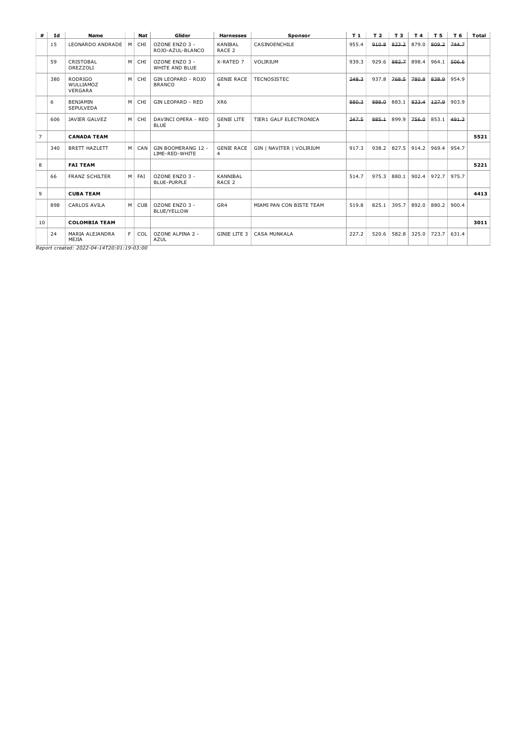| # | Id | Name | | Nat | Glider | Harnesses | Sponsor | T 1 | T 2 | T 3 | T 4 | T 5 | T 6 | Total |
|---|---|---|---|---|---|---|---|---|---|---|---|---|---|---|
| | 15 | LEONARDO ANDRADE | M | CHI | OZONE ENZO 3 - ROJO-AZUL-BLANCO | KANIBAL RACE 2 | CASINOENCHILE | 955.4 | ~~910.8~~ | ~~823.2~~ | 879.0 | ~~809.2~~ | ~~744.7~~ | |
| | 59 | CRISTOBAL OREZZOLI | M | CHI | OZONE ENZO 3 - WHITE AND BLUE | X-RATED 7 | VOLIRIUM | 939.3 | 929.6 | ~~882.7~~ | 898.4 | 964.1 | ~~506.6~~ | |
| | 380 | RODRIGO WULLIAMOZ VERGARA | M | CHI | GIN LEOPARD - ROJO BRANCO | GENIE RACE 4 | TECNOSISTEC | ~~248.3~~ | 937.8 | ~~768.5~~ | ~~780.8~~ | ~~838.9~~ | 954.9 | |
| | 6 | BENJAMIN SEPULVEDA | M | CHI | GIN LEOPARD - RED | XR6 | | ~~880.3~~ | ~~888.0~~ | 883.1 | ~~833.4~~ | ~~127.9~~ | 903.9 | |
| | 606 | JAVIER GALVEZ | M | CHI | DAVINCI OPERA - RED BLUE | GENIE LITE 3 | TIER1 GALF ELECTRONICA | ~~247.5~~ | ~~885.1~~ | 899.9 | ~~756.0~~ | 853.1 | ~~491.3~~ | |
| 7 | | **CANADA TEAM** | | | | | | | | | | | | **5521** |
| | 340 | BRETT HAZLETT | M | CAN | GIN BOOMERANG 12 - LIME-RED-WHITE | GENIE RACE 4 | GIN \| NAVITER \| VOLIRIUM | 917.3 | 938.2 | 827.5 | 914.2 | 969.4 | 954.7 | |
| 8 | | **FAI TEAM** | | | | | | | | | | | | **5221** |
| | 66 | FRANZ SCHILTER | M | FAI | OZONE ENZO 3 - BLUE-PURPLE | KANNIBAL RACE 2 | | 514.7 | 975.3 | 880.1 | 902.4 | 972.7 | 975.7 | |
| 9 | | **CUBA TEAM** | | | | | | | | | | | | **4413** |
| | 898 | CARLOS AVILA | M | CUB | OZONE ENZO 3 - BLUE/YELLOW | GR4 | MIAMI PAN CON BISTE TEAM | 519.8 | 825.1 | 395.7 | 892.0 | 880.2 | 900.4 | |
| 10 | | **COLOMBIA TEAM** | | | | | | | | | | | | **3011** |
| | 24 | MARIA ALEJANDRA MEJIA | F | COL | OZONE ALPINA 2 - AZUL | GINIE LITE 3 | CASA MUNKALA | 227.2 | 520.6 | 582.8 | 325.0 | 723.7 | 631.4 | |

*Report created: 2022-04-14T20:01:19-03:00*